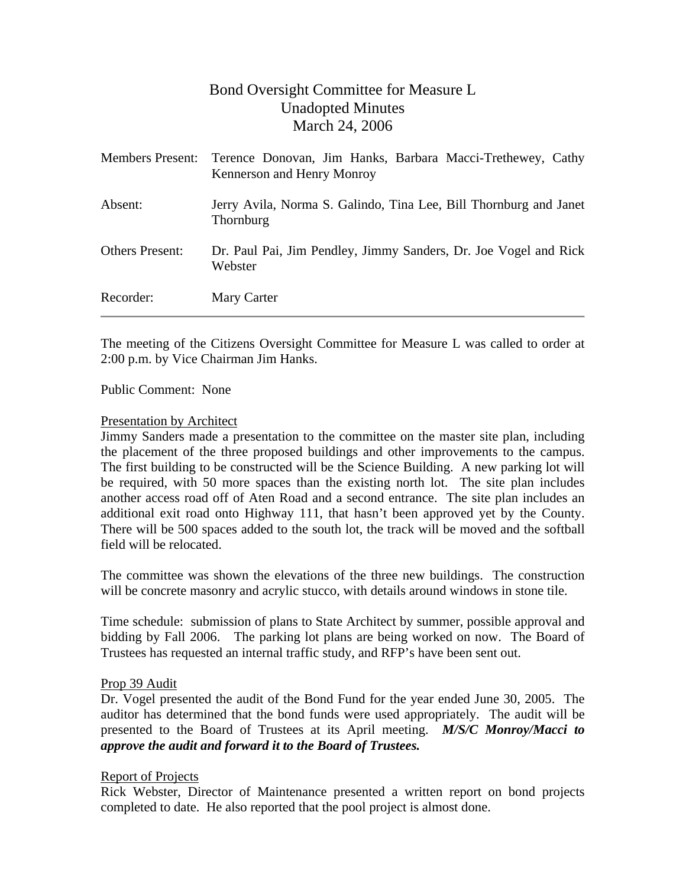# Bond Oversight Committee for Measure L
## Unadopted Minutes
## March 24, 2006

| | |
|---|---|
| Members Present: | Terence Donovan, Jim Hanks, Barbara Macci-Trethewey, Cathy Kennerson and Henry Monroy |
| Absent: | Jerry Avila, Norma S. Galindo, Tina Lee, Bill Thornburg and Janet Thornburg |
| Others Present: | Dr. Paul Pai, Jim Pendley, Jimmy Sanders, Dr. Joe Vogel and Rick Webster |
| Recorder: | Mary Carter |

---

The meeting of the Citizens Oversight Committee for Measure L was called to order at 2:00 p.m. by Vice Chairman Jim Hanks.

Public Comment: None

Presentation by Architect

Jimmy Sanders made a presentation to the committee on the master site plan, including the placement of the three proposed buildings and other improvements to the campus. The first building to be constructed will be the Science Building. A new parking lot will be required, with 50 more spaces than the existing north lot. The site plan includes another access road off of Aten Road and a second entrance. The site plan includes an additional exit road onto Highway 111, that hasn't been approved yet by the County. There will be 500 spaces added to the south lot, the track will be moved and the softball field will be relocated.

The committee was shown the elevations of the three new buildings. The construction will be concrete masonry and acrylic stucco, with details around windows in stone tile.

Time schedule: submission of plans to State Architect by summer, possible approval and bidding by Fall 2006. The parking lot plans are being worked on now. The Board of Trustees has requested an internal traffic study, and RFP's have been sent out.

Prop 39 Audit

Dr. Vogel presented the audit of the Bond Fund for the year ended June 30, 2005. The auditor has determined that the bond funds were used appropriately. The audit will be presented to the Board of Trustees at its April meeting. ***M/S/C Monroy/Macci to approve the audit and forward it to the Board of Trustees.***

Report of Projects

Rick Webster, Director of Maintenance presented a written report on bond projects completed to date. He also reported that the pool project is almost done.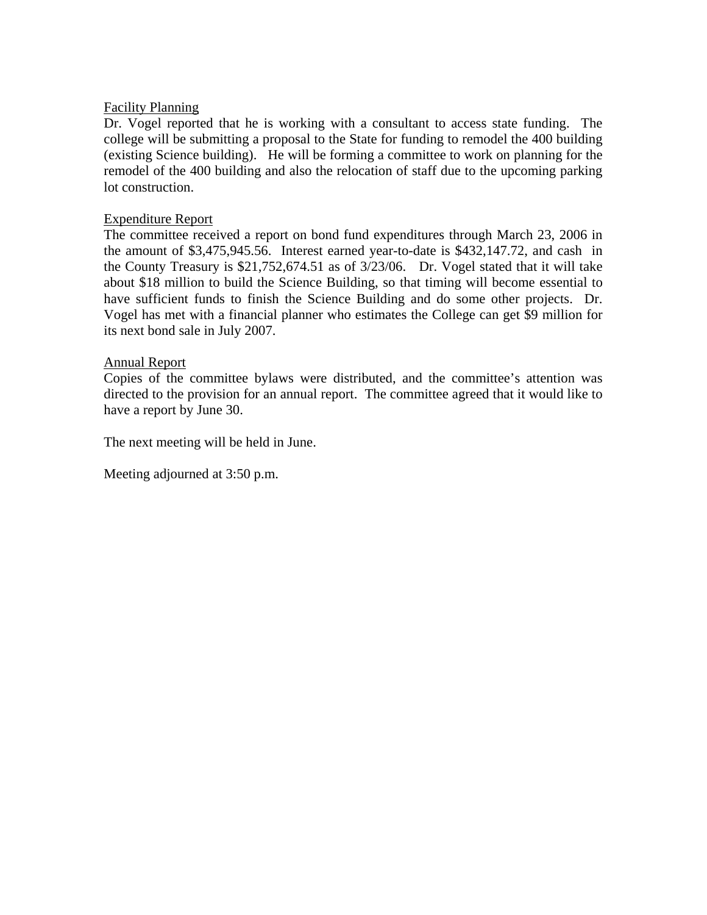Facility Planning

Dr. Vogel reported that he is working with a consultant to access state funding. The college will be submitting a proposal to the State for funding to remodel the 400 building (existing Science building). He will be forming a committee to work on planning for the remodel of the 400 building and also the relocation of staff due to the upcoming parking lot construction.

Expenditure Report

The committee received a report on bond fund expenditures through March 23, 2006 in the amount of $3,475,945.56. Interest earned year-to-date is $432,147.72, and cash in the County Treasury is $21,752,674.51 as of 3/23/06. Dr. Vogel stated that it will take about $18 million to build the Science Building, so that timing will become essential to have sufficient funds to finish the Science Building and do some other projects. Dr. Vogel has met with a financial planner who estimates the College can get $9 million for its next bond sale in July 2007.

Annual Report

Copies of the committee bylaws were distributed, and the committee's attention was directed to the provision for an annual report. The committee agreed that it would like to have a report by June 30.

The next meeting will be held in June.

Meeting adjourned at 3:50 p.m.